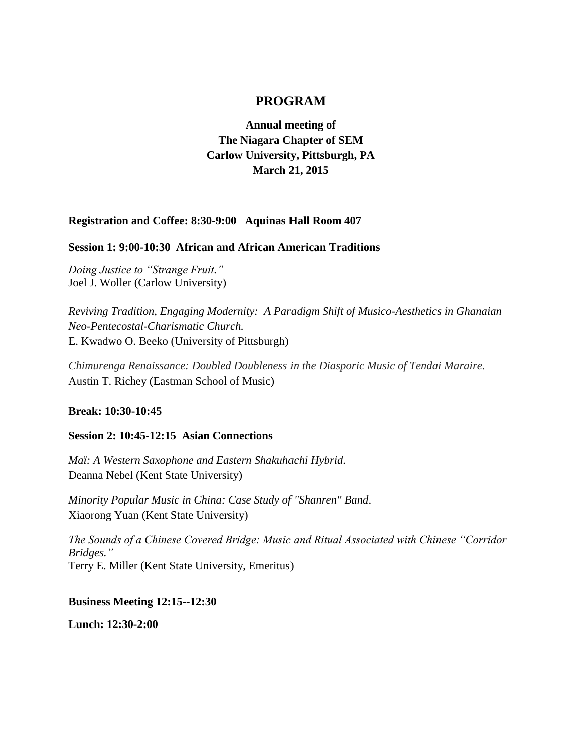# PROGRAM

**Annual meeting of**
**The Niagara Chapter of SEM**
**Carlow University, Pittsburgh, PA**
**March 21, 2015**

**Registration and Coffee: 8:30-9:00 Aquinas Hall Room 407**

**Session 1: 9:00-10:30 African and African American Traditions**

*Doing Justice to "Strange Fruit."*
Joel J. Woller (Carlow University)

*Reviving Tradition, Engaging Modernity: A Paradigm Shift of Musico-Aesthetics in Ghanaian Neo-Pentecostal-Charismatic Church.*
E. Kwadwo O. Beeko (University of Pittsburgh)

*Chimurenga Renaissance: Doubled Doubleness in the Diasporic Music of Tendai Maraire.*
Austin T. Richey (Eastman School of Music)

**Break: 10:30-10:45**

**Session 2: 10:45-12:15 Asian Connections**

*Maï: A Western Saxophone and Eastern Shakuhachi Hybrid.*
Deanna Nebel (Kent State University)

*Minority Popular Music in China: Case Study of "Shanren" Band.*
Xiaorong Yuan (Kent State University)

*The Sounds of a Chinese Covered Bridge: Music and Ritual Associated with Chinese "Corridor Bridges."*
Terry E. Miller (Kent State University, Emeritus)

**Business Meeting 12:15--12:30**

**Lunch: 12:30-2:00**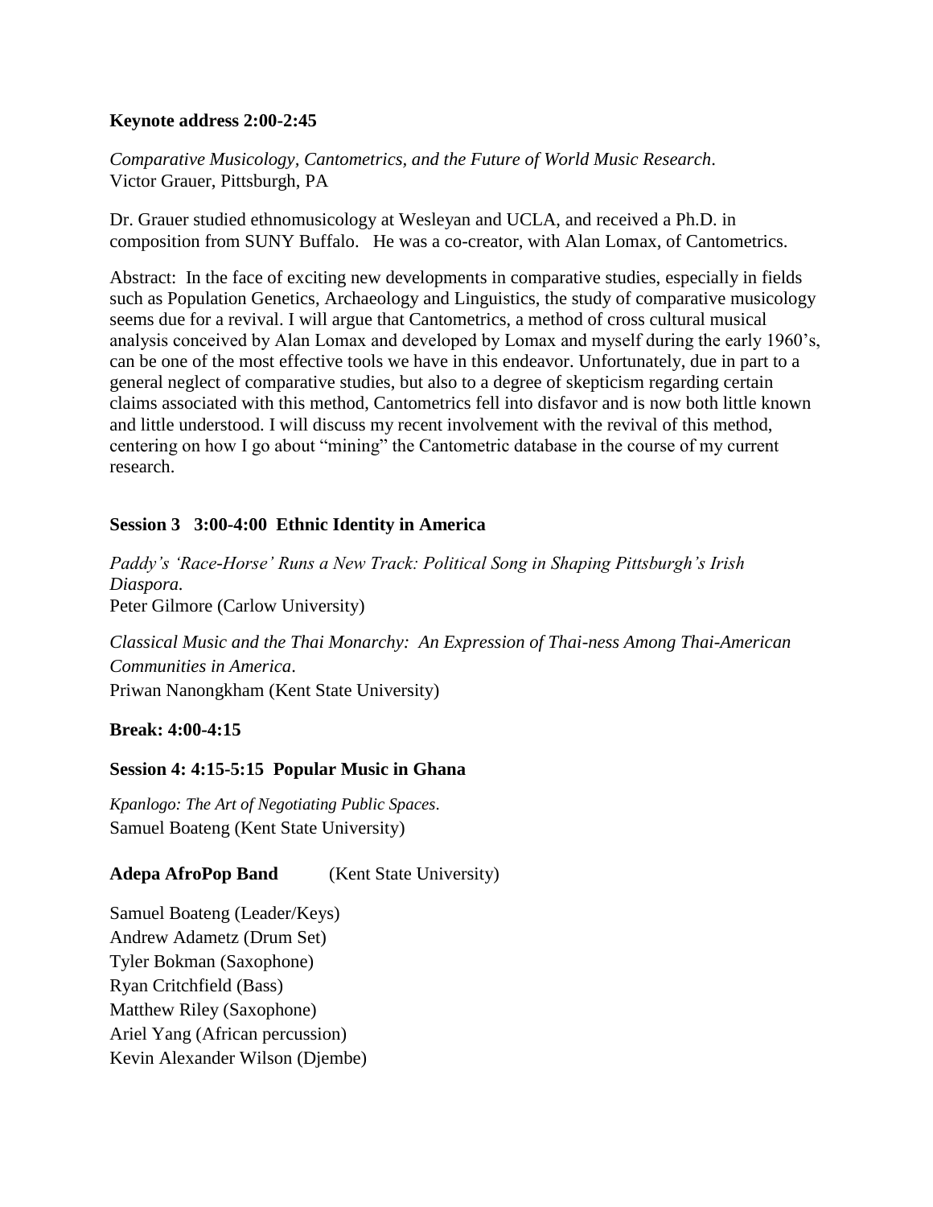**Keynote address 2:00-2:45**

*Comparative Musicology, Cantometrics, and the Future of World Music Research*.
Victor Grauer, Pittsburgh, PA

Dr. Grauer studied ethnomusicology at Wesleyan and UCLA, and received a Ph.D. in composition from SUNY Buffalo. He was a co-creator, with Alan Lomax, of Cantometrics.

Abstract: In the face of exciting new developments in comparative studies, especially in fields such as Population Genetics, Archaeology and Linguistics, the study of comparative musicology seems due for a revival. I will argue that Cantometrics, a method of cross cultural musical analysis conceived by Alan Lomax and developed by Lomax and myself during the early 1960's, can be one of the most effective tools we have in this endeavor. Unfortunately, due in part to a general neglect of comparative studies, but also to a degree of skepticism regarding certain claims associated with this method, Cantometrics fell into disfavor and is now both little known and little understood. I will discuss my recent involvement with the revival of this method, centering on how I go about "mining" the Cantometric database in the course of my current research.

**Session 3 3:00-4:00 Ethnic Identity in America**

*Paddy's 'Race-Horse' Runs a New Track: Political Song in Shaping Pittsburgh's Irish Diaspora.*
Peter Gilmore (Carlow University)

*Classical Music and the Thai Monarchy: An Expression of Thai-ness Among Thai-American Communities in America*.
Priwan Nanongkham (Kent State University)

**Break: 4:00-4:15**

**Session 4: 4:15-5:15 Popular Music in Ghana**

*Kpanlogo: The Art of Negotiating Public Spaces*.
Samuel Boateng (Kent State University)

**Adepa AfroPop Band** (Kent State University)

Samuel Boateng (Leader/Keys)
Andrew Adametz (Drum Set)
Tyler Bokman (Saxophone)
Ryan Critchfield (Bass)
Matthew Riley (Saxophone)
Ariel Yang (African percussion)
Kevin Alexander Wilson (Djembe)